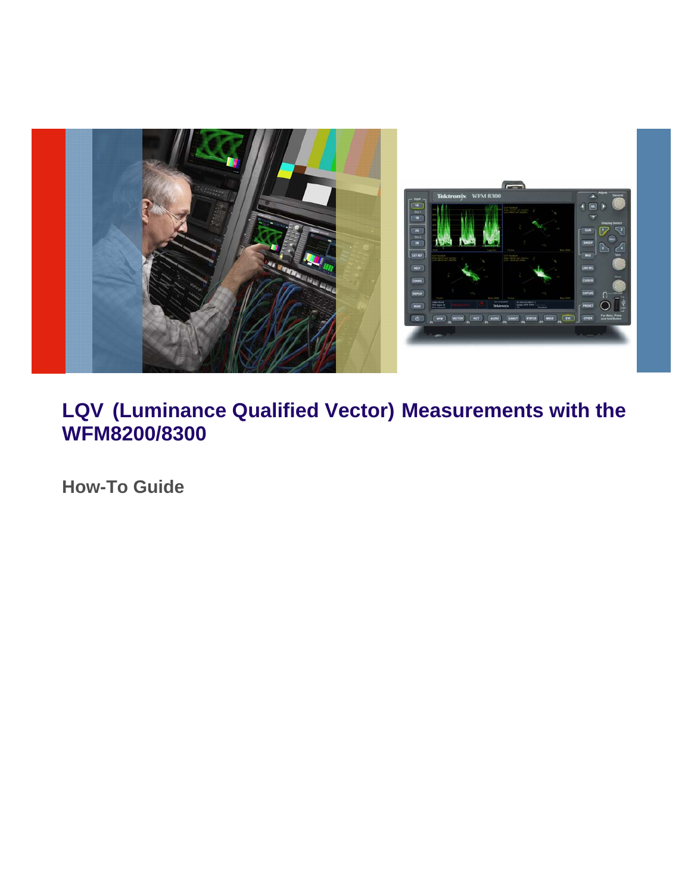# LQV (Luminance Qualified Vector) Measurements with the WFM8200/8300

## How-To Guide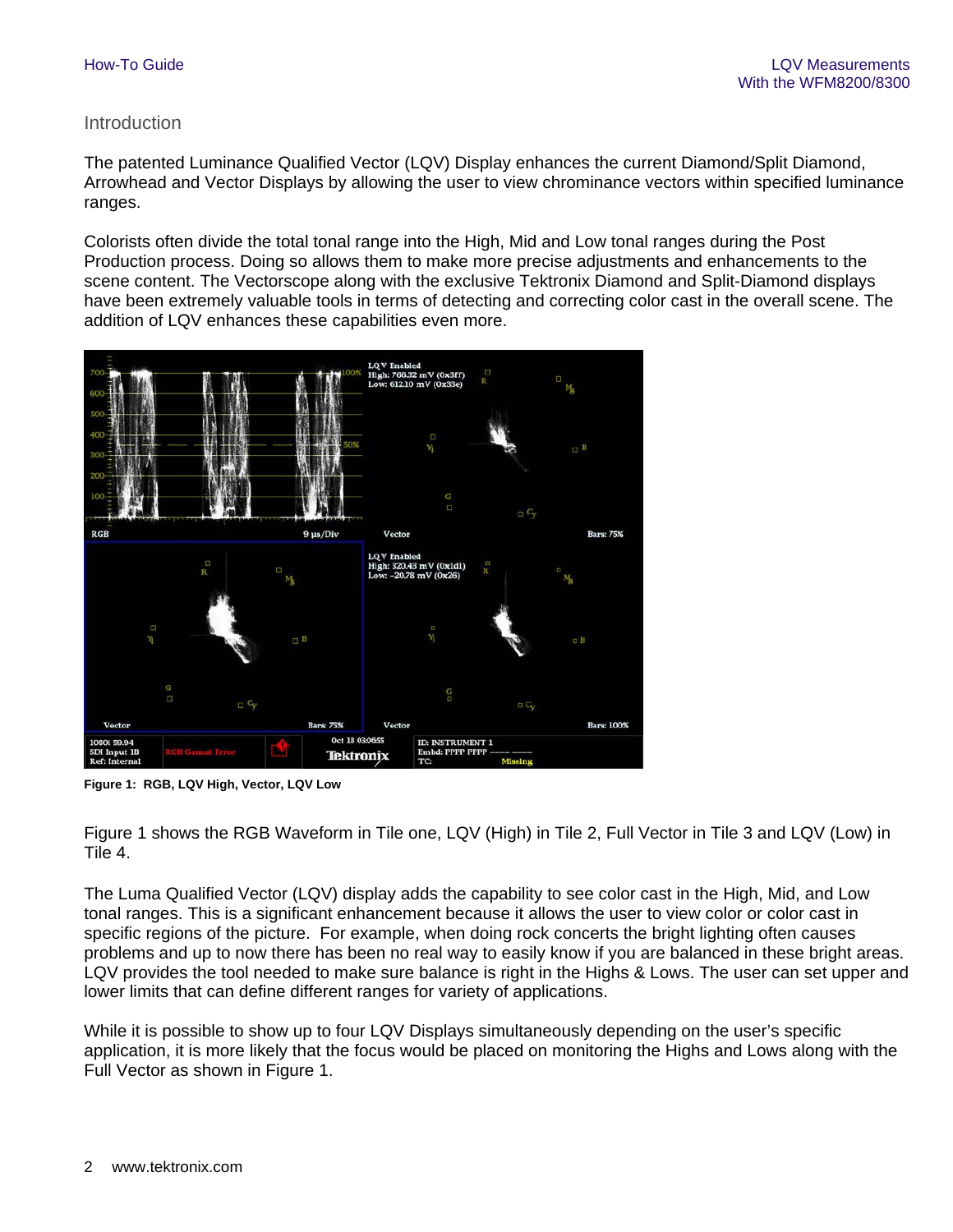## Introduction

The patented Luminance Qualified Vector (LQV) Display enhances the current Diamond/Split Diamond, Arrowhead and Vector Displays by allowing the user to view chrominance vectors within specified luminance ranges.

Colorists often divide the total tonal range into the High, Mid and Low tonal ranges during the Post Production process. Doing so allows them to make more precise adjustments and enhancements to the scene content. The Vectorscope along with the exclusive Tektronix Diamond and Split-Diamond displays have been extremely valuable tools in terms of detecting and correcting color cast in the overall scene. The addition of LQV enhances these capabilities even more.

**Figure 1: RGB, LQV High, Vector, LQV Low**

Figure 1 shows the RGB Waveform in Tile one, LQV (High) in Tile 2, Full Vector in Tile 3 and LQV (Low) in Tile 4.

The Luma Qualified Vector (LQV) display adds the capability to see color cast in the High, Mid, and Low tonal ranges. This is a significant enhancement because it allows the user to view color or color cast in specific regions of the picture. For example, when doing rock concerts the bright lighting often causes problems and up to now there has been no real way to easily know if you are balanced in these bright areas. LQV provides the tool needed to make sure balance is right in the Highs & Lows. The user can set upper and lower limits that can define different ranges for variety of applications.

While it is possible to show up to four LQV Displays simultaneously depending on the user's specific application, it is more likely that the focus would be placed on monitoring the Highs and Lows along with the Full Vector as shown in Figure 1.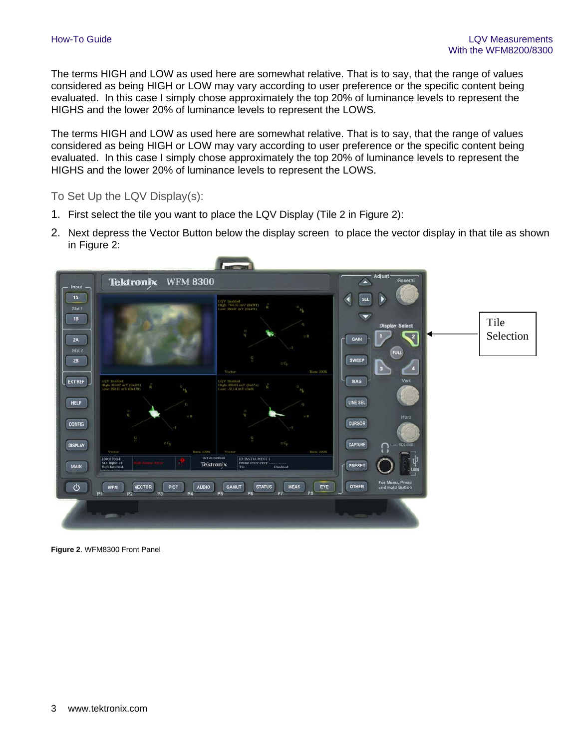The terms HIGH and LOW as used here are somewhat relative. That is to say, that the range of values considered as being HIGH or LOW may vary according to user preference or the specific content being evaluated. In this case I simply chose approximately the top 20% of luminance levels to represent the HIGHS and the lower 20% of luminance levels to represent the LOWS.

The terms HIGH and LOW as used here are somewhat relative. That is to say, that the range of values considered as being HIGH or LOW may vary according to user preference or the specific content being evaluated. In this case I simply chose approximately the top 20% of luminance levels to represent the HIGHS and the lower 20% of luminance levels to represent the LOWS.

## To Set Up the LQV Display(s):

1. First select the tile you want to place the LQV Display (Tile 2 in Figure 2):
2. Next depress the Vector Button below the display screen to place the vector display in that tile as shown in Figure 2:

Tile Selection

**Figure 2**. WFM8300 Front Panel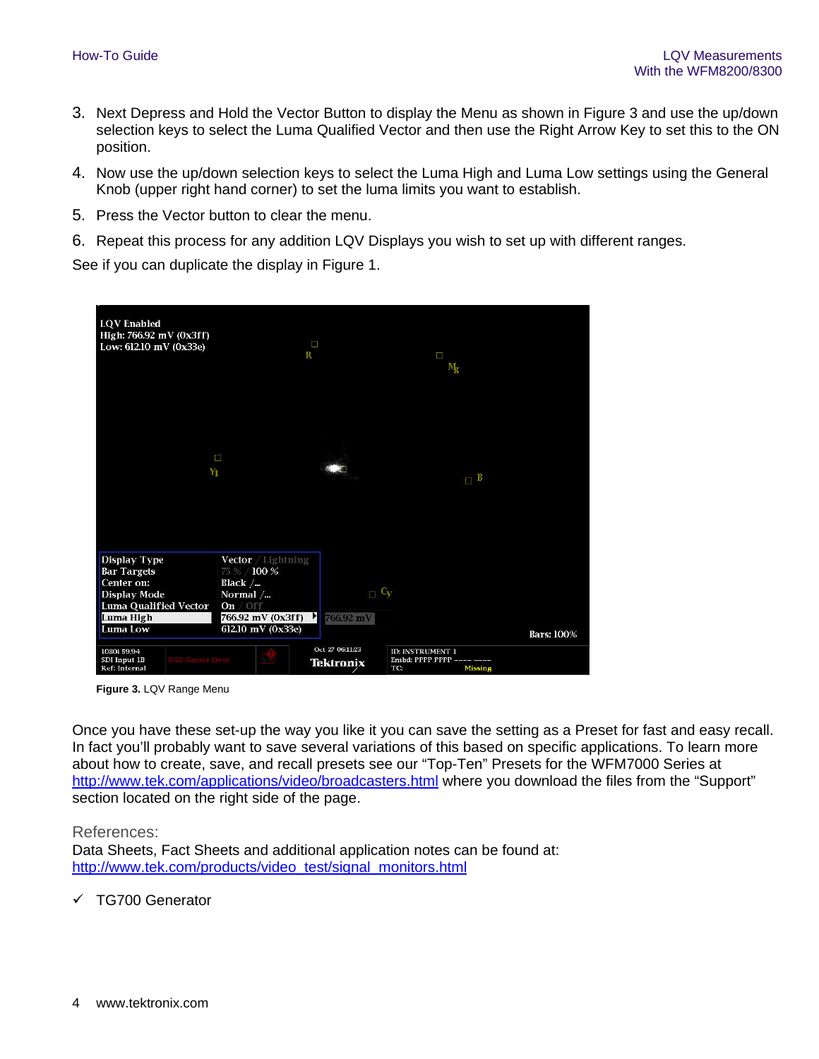3. Next Depress and Hold the Vector Button to display the Menu as shown in Figure 3 and use the up/down selection keys to select the Luma Qualified Vector and then use the Right Arrow Key to set this to the ON position.
4. Now use the up/down selection keys to select the Luma High and Luma Low settings using the General Knob (upper right hand corner) to set the luma limits you want to establish.
5. Press the Vector button to clear the menu.
6. Repeat this process for any addition LQV Displays you wish to set up with different ranges.

See if you can duplicate the display in Figure 1.

**Figure 3.** LQV Range Menu

Once you have these set-up the way you like it you can save the setting as a Preset for fast and easy recall. In fact you'll probably want to save several variations of this based on specific applications. To learn more about how to create, save, and recall presets see our "Top-Ten" Presets for the WFM7000 Series at http://www.tek.com/applications/video/broadcasters.html where you download the files from the "Support" section located on the right side of the page.

## References:

Data Sheets, Fact Sheets and additional application notes can be found at:
http://www.tek.com/products/video_test/signal_monitors.html

✓ TG700 Generator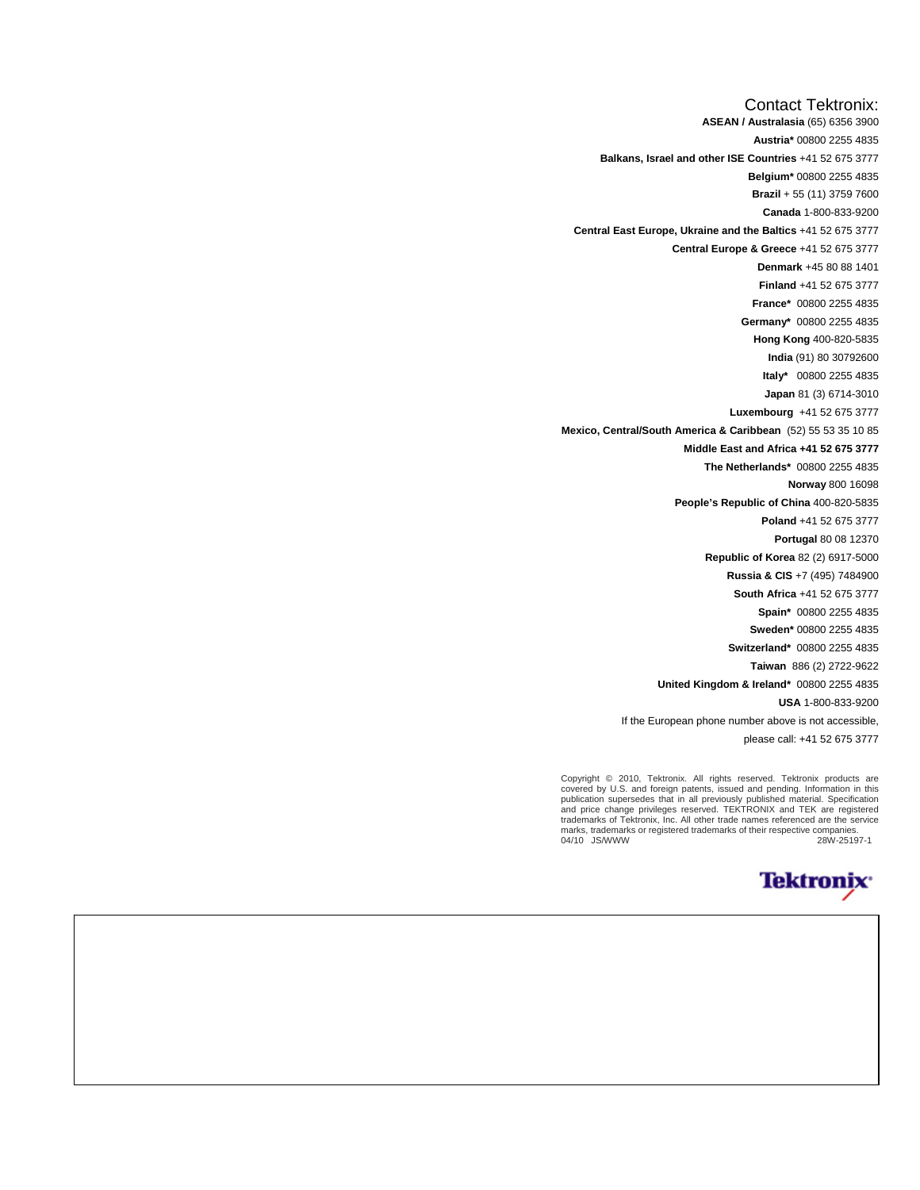## Contact Tektronix:

**ASEAN / Australasia** (65) 6356 3900

**Austria*** 00800 2255 4835

**Balkans, Israel and other ISE Countries** +41 52 675 3777

**Belgium*** 00800 2255 4835

**Brazil** + 55 (11) 3759 7600

**Canada** 1-800-833-9200

**Central East Europe, Ukraine and the Baltics** +41 52 675 3777

**Central Europe & Greece** +41 52 675 3777

**Denmark** +45 80 88 1401

**Finland** +41 52 675 3777

**France*** 00800 2255 4835

**Germany*** 00800 2255 4835

**Hong Kong** 400-820-5835

**India** (91) 80 30792600

**Italy*** 00800 2255 4835

**Japan** 81 (3) 6714-3010

**Luxembourg** +41 52 675 3777

**Mexico, Central/South America & Caribbean** (52) 55 53 35 10 85

**Middle East and Africa +41 52 675 3777**

**The Netherlands*** 00800 2255 4835

**Norway** 800 16098

**People's Republic of China** 400-820-5835

**Poland** +41 52 675 3777

**Portugal** 80 08 12370

**Republic of Korea** 82 (2) 6917-5000

**Russia & CIS** +7 (495) 7484900

**South Africa** +41 52 675 3777

**Spain*** 00800 2255 4835

**Sweden*** 00800 2255 4835

**Switzerland*** 00800 2255 4835

**Taiwan** 886 (2) 2722-9622

**United Kingdom & Ireland*** 00800 2255 4835

**USA** 1-800-833-9200

If the European phone number above is not accessible, please call: +41 52 675 3777

Copyright © 2010, Tektronix. All rights reserved. Tektronix products are covered by U.S. and foreign patents, issued and pending. Information in this publication supersedes that in all previously published material. Specification and price change privileges reserved. TEKTRONIX and TEK are registered trademarks of Tektronix, Inc. All other trade names referenced are the service marks, trademarks or registered trademarks of their respective companies.

04/10 JS/WWW 28W-25197-1

Tektronix